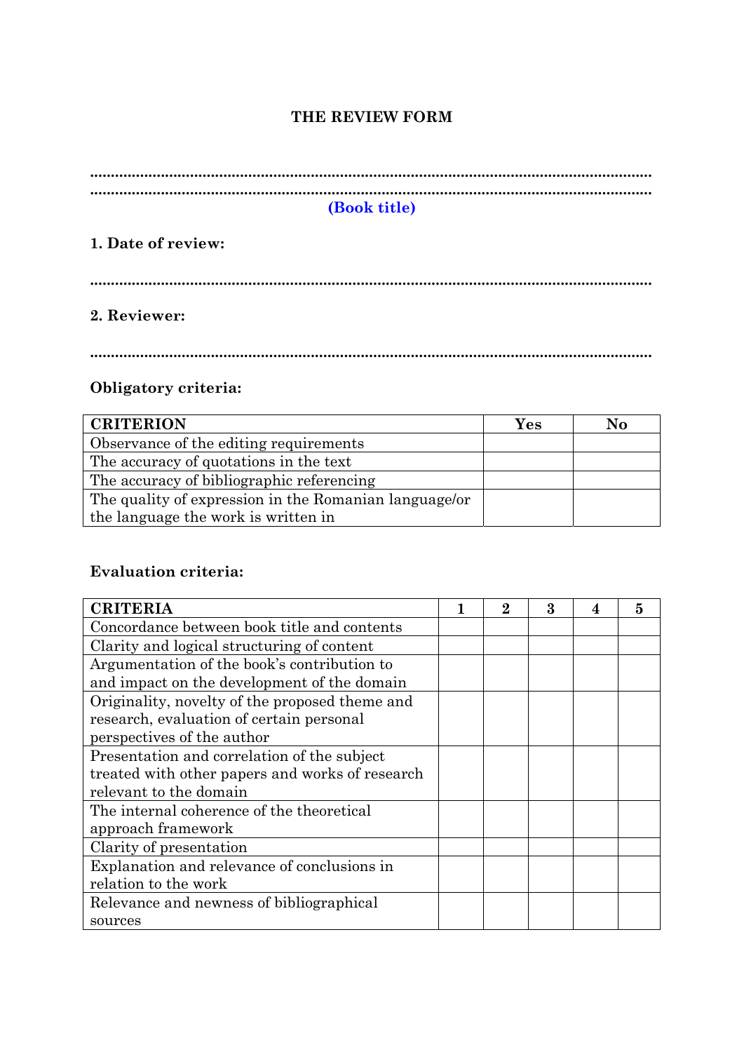# THE REVIEW FORM

.....................................................................................................................................
.....................................................................................................................................

**(Book title)**

**1. Date of review:**

.....................................................................................................................................

**2. Reviewer:**

.....................................................................................................................................

**Obligatory criteria:**

| CRITERION | Yes | No |
|---|---|---|
| Observance of the editing requirements | | |
| The accuracy of quotations in the text | | |
| The accuracy of bibliographic referencing | | |
| The quality of expression in the Romanian language/or the language the work is written in | | |

**Evaluation criteria:**

| CRITERIA | 1 | 2 | 3 | 4 | 5 |
|---|---|---|---|---|---|
| Concordance between book title and contents | | | | | |
| Clarity and logical structuring of content | | | | | |
| Argumentation of the book's contribution to and impact on the development of the domain | | | | | |
| Originality, novelty of the proposed theme and research, evaluation of certain personal perspectives of the author | | | | | |
| Presentation and correlation of the subject treated with other papers and works of research relevant to the domain | | | | | |
| The internal coherence of the theoretical approach framework | | | | | |
| Clarity of presentation | | | | | |
| Explanation and relevance of conclusions in relation to the work | | | | | |
| Relevance and newness of bibliographical sources | | | | | |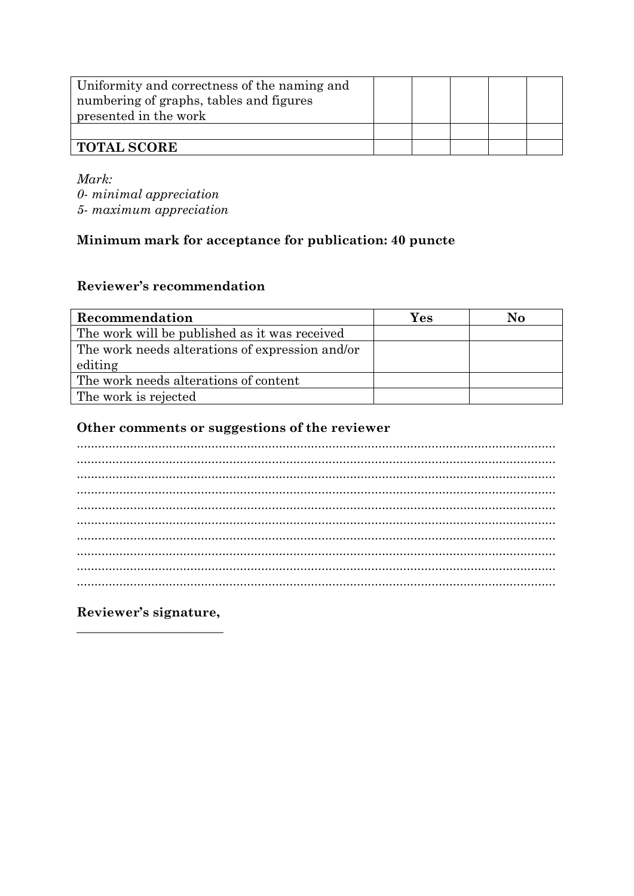| | | | | | |
|---|---|---|---|---|---|
| Uniformity and correctness of the naming and numbering of graphs, tables and figures presented in the work | | | | | |
| | | | | | |
| **TOTAL SCORE** | | | | | |

*Mark:*
*0- minimal appreciation*
*5- maximum appreciation*

**Minimum mark for acceptance for publication: 40 puncte**

**Reviewer's recommendation**

| Recommendation | Yes | No |
|---|---|---|
| The work will be published as it was received | | |
| The work needs alterations of expression and/or editing | | |
| The work needs alterations of content | | |
| The work is rejected | | |

**Other comments or suggestions of the reviewer**

.......................................................................................................................................
.......................................................................................................................................
.......................................................................................................................................
.......................................................................................................................................
.......................................................................................................................................
.......................................................................................................................................
.......................................................................................................................................
.......................................................................................................................................
.......................................................................................................................................
.......................................................................................................................................

**Reviewer's signature,**

______________________